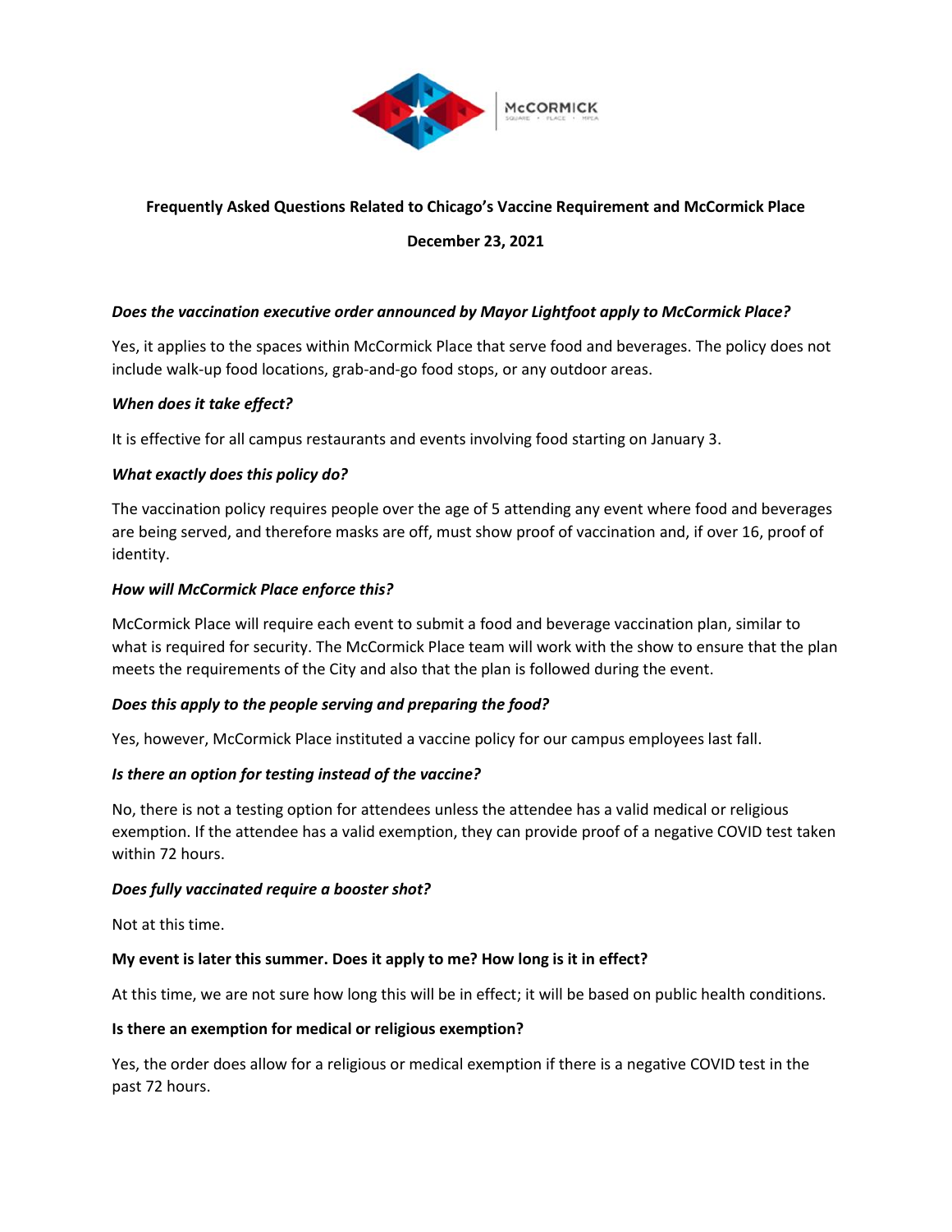**Frequently Asked Questions Related to Chicago's Vaccine Requirement and McCormick Place**

**December 23, 2021**

***Does the vaccination executive order announced by Mayor Lightfoot apply to McCormick Place?***

Yes, it applies to the spaces within McCormick Place that serve food and beverages. The policy does not include walk-up food locations, grab-and-go food stops, or any outdoor areas.

***When does it take effect?***

It is effective for all campus restaurants and events involving food starting on January 3.

***What exactly does this policy do?***

The vaccination policy requires people over the age of 5 attending any event where food and beverages are being served, and therefore masks are off, must show proof of vaccination and, if over 16, proof of identity.

***How will McCormick Place enforce this?***

McCormick Place will require each event to submit a food and beverage vaccination plan, similar to what is required for security. The McCormick Place team will work with the show to ensure that the plan meets the requirements of the City and also that the plan is followed during the event.

***Does this apply to the people serving and preparing the food?***

Yes, however, McCormick Place instituted a vaccine policy for our campus employees last fall.

***Is there an option for testing instead of the vaccine?***

No, there is not a testing option for attendees unless the attendee has a valid medical or religious exemption. If the attendee has a valid exemption, they can provide proof of a negative COVID test taken within 72 hours.

***Does fully vaccinated require a booster shot?***

Not at this time.

**My event is later this summer. Does it apply to me? How long is it in effect?**

At this time, we are not sure how long this will be in effect; it will be based on public health conditions.

**Is there an exemption for medical or religious exemption?**

Yes, the order does allow for a religious or medical exemption if there is a negative COVID test in the past 72 hours.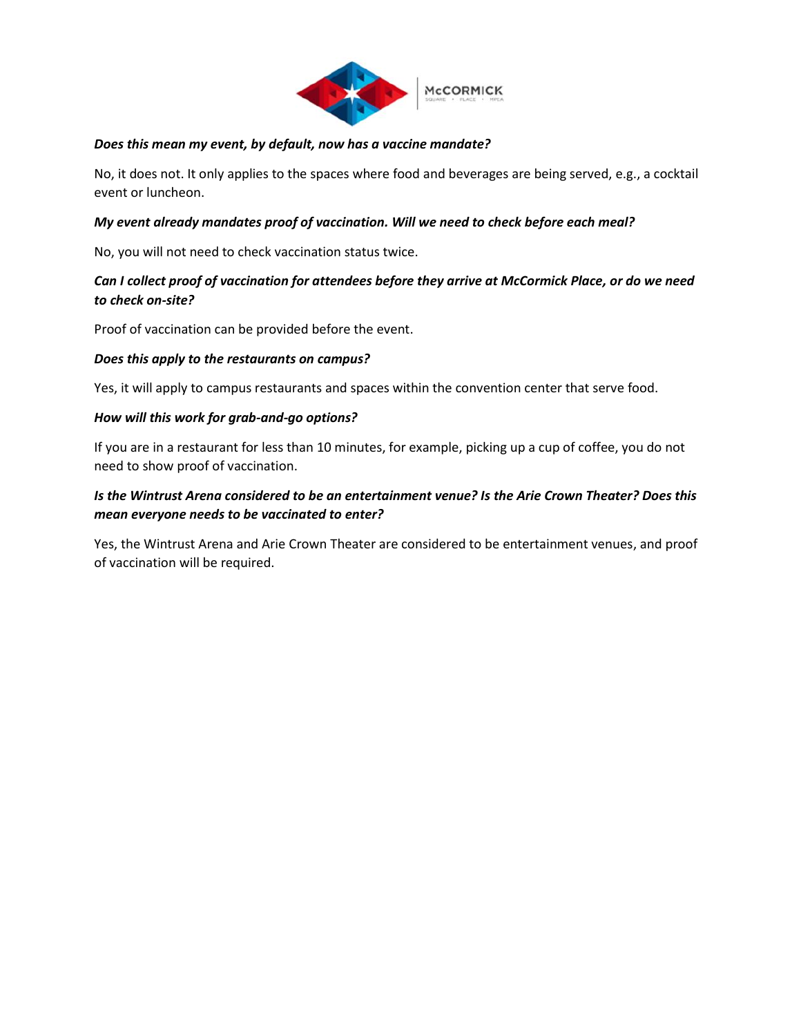***Does this mean my event, by default, now has a vaccine mandate?***

No, it does not. It only applies to the spaces where food and beverages are being served, e.g., a cocktail event or luncheon.

***My event already mandates proof of vaccination. Will we need to check before each meal?***

No, you will not need to check vaccination status twice.

***Can I collect proof of vaccination for attendees before they arrive at McCormick Place, or do we need to check on-site?***

Proof of vaccination can be provided before the event.

***Does this apply to the restaurants on campus?***

Yes, it will apply to campus restaurants and spaces within the convention center that serve food.

***How will this work for grab-and-go options?***

If you are in a restaurant for less than 10 minutes, for example, picking up a cup of coffee, you do not need to show proof of vaccination.

***Is the Wintrust Arena considered to be an entertainment venue? Is the Arie Crown Theater? Does this mean everyone needs to be vaccinated to enter?***

Yes, the Wintrust Arena and Arie Crown Theater are considered to be entertainment venues, and proof of vaccination will be required.